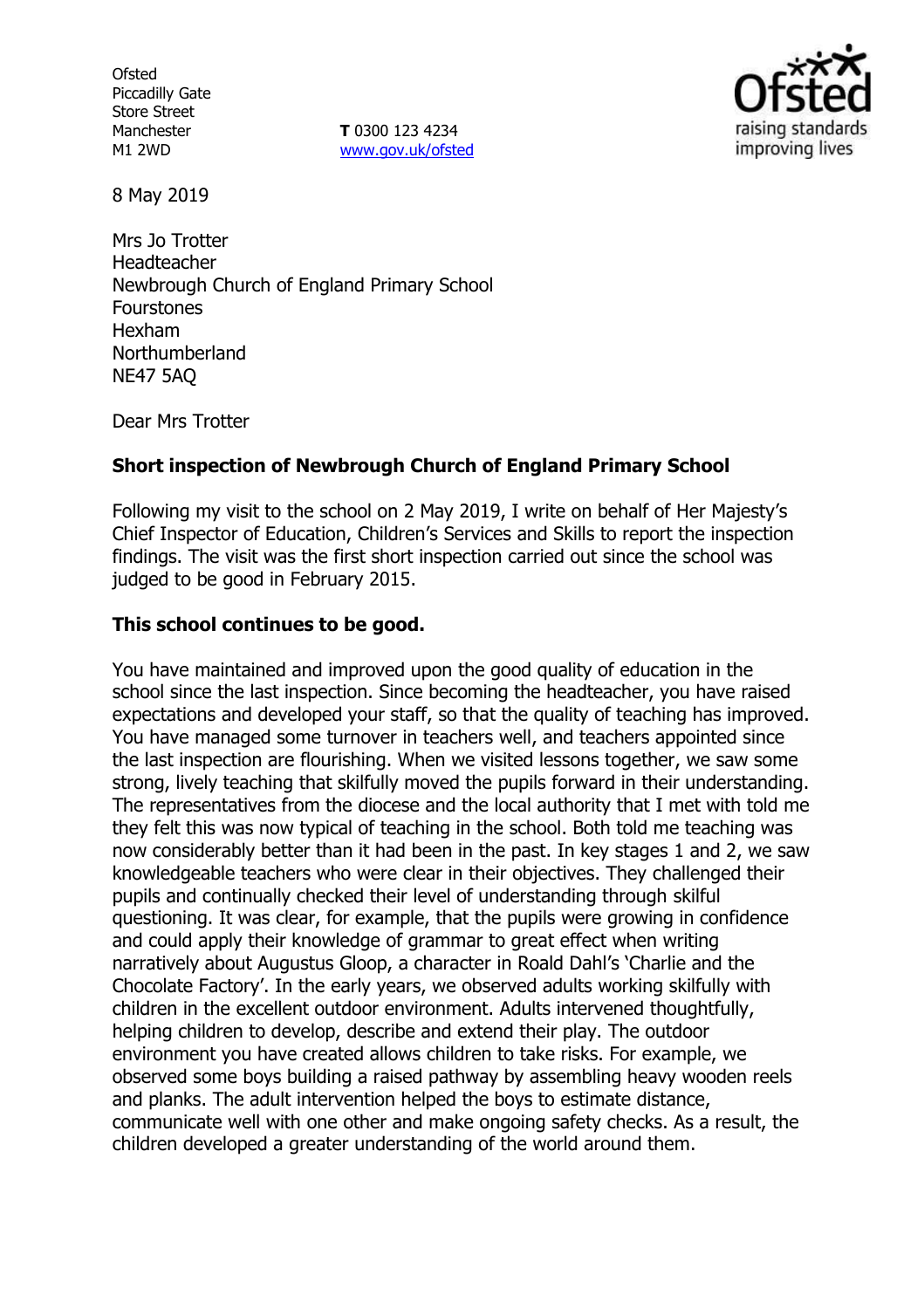Ofsted
Piccadilly Gate
Store Street
Manchester
M1 2WD

**T** 0300 123 4234
www.gov.uk/ofsted

8 May 2019

Mrs Jo Trotter
Headteacher
Newbrough Church of England Primary School
Fourstones
Hexham
Northumberland
NE47 5AQ

Dear Mrs Trotter

**Short inspection of Newbrough Church of England Primary School**

Following my visit to the school on 2 May 2019, I write on behalf of Her Majesty's Chief Inspector of Education, Children's Services and Skills to report the inspection findings. The visit was the first short inspection carried out since the school was judged to be good in February 2015.

**This school continues to be good.**

You have maintained and improved upon the good quality of education in the school since the last inspection. Since becoming the headteacher, you have raised expectations and developed your staff, so that the quality of teaching has improved. You have managed some turnover in teachers well, and teachers appointed since the last inspection are flourishing. When we visited lessons together, we saw some strong, lively teaching that skilfully moved the pupils forward in their understanding. The representatives from the diocese and the local authority that I met with told me they felt this was now typical of teaching in the school. Both told me teaching was now considerably better than it had been in the past. In key stages 1 and 2, we saw knowledgeable teachers who were clear in their objectives. They challenged their pupils and continually checked their level of understanding through skilful questioning. It was clear, for example, that the pupils were growing in confidence and could apply their knowledge of grammar to great effect when writing narratively about Augustus Gloop, a character in Roald Dahl's 'Charlie and the Chocolate Factory'. In the early years, we observed adults working skilfully with children in the excellent outdoor environment. Adults intervened thoughtfully, helping children to develop, describe and extend their play. The outdoor environment you have created allows children to take risks. For example, we observed some boys building a raised pathway by assembling heavy wooden reels and planks. The adult intervention helped the boys to estimate distance, communicate well with one other and make ongoing safety checks. As a result, the children developed a greater understanding of the world around them.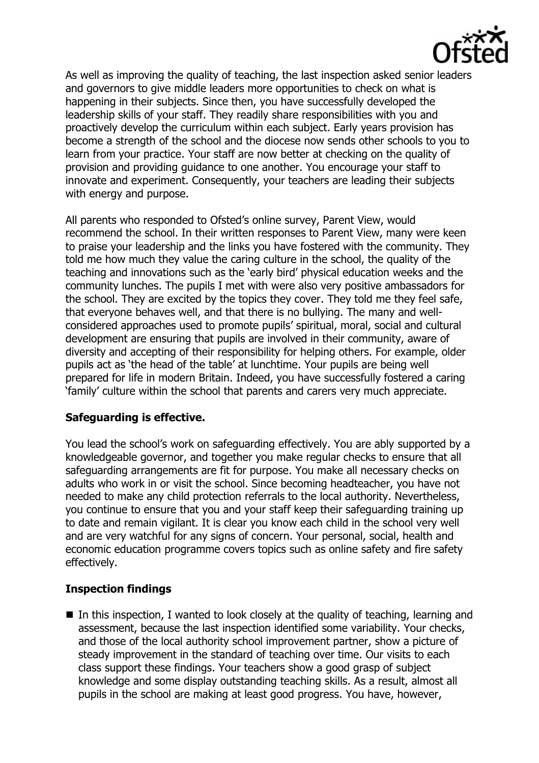As well as improving the quality of teaching, the last inspection asked senior leaders and governors to give middle leaders more opportunities to check on what is happening in their subjects. Since then, you have successfully developed the leadership skills of your staff. They readily share responsibilities with you and proactively develop the curriculum within each subject. Early years provision has become a strength of the school and the diocese now sends other schools to you to learn from your practice. Your staff are now better at checking on the quality of provision and providing guidance to one another. You encourage your staff to innovate and experiment. Consequently, your teachers are leading their subjects with energy and purpose.

All parents who responded to Ofsted's online survey, Parent View, would recommend the school. In their written responses to Parent View, many were keen to praise your leadership and the links you have fostered with the community. They told me how much they value the caring culture in the school, the quality of the teaching and innovations such as the 'early bird' physical education weeks and the community lunches. The pupils I met with were also very positive ambassadors for the school. They are excited by the topics they cover. They told me they feel safe, that everyone behaves well, and that there is no bullying. The many and well-considered approaches used to promote pupils' spiritual, moral, social and cultural development are ensuring that pupils are involved in their community, aware of diversity and accepting of their responsibility for helping others. For example, older pupils act as 'the head of the table' at lunchtime. Your pupils are being well prepared for life in modern Britain. Indeed, you have successfully fostered a caring 'family' culture within the school that parents and carers very much appreciate.

## Safeguarding is effective.

You lead the school's work on safeguarding effectively. You are ably supported by a knowledgeable governor, and together you make regular checks to ensure that all safeguarding arrangements are fit for purpose. You make all necessary checks on adults who work in or visit the school. Since becoming headteacher, you have not needed to make any child protection referrals to the local authority. Nevertheless, you continue to ensure that you and your staff keep their safeguarding training up to date and remain vigilant. It is clear you know each child in the school very well and are very watchful for any signs of concern. Your personal, social, health and economic education programme covers topics such as online safety and fire safety effectively.

## Inspection findings

- In this inspection, I wanted to look closely at the quality of teaching, learning and assessment, because the last inspection identified some variability. Your checks, and those of the local authority school improvement partner, show a picture of steady improvement in the standard of teaching over time. Our visits to each class support these findings. Your teachers show a good grasp of subject knowledge and some display outstanding teaching skills. As a result, almost all pupils in the school are making at least good progress. You have, however,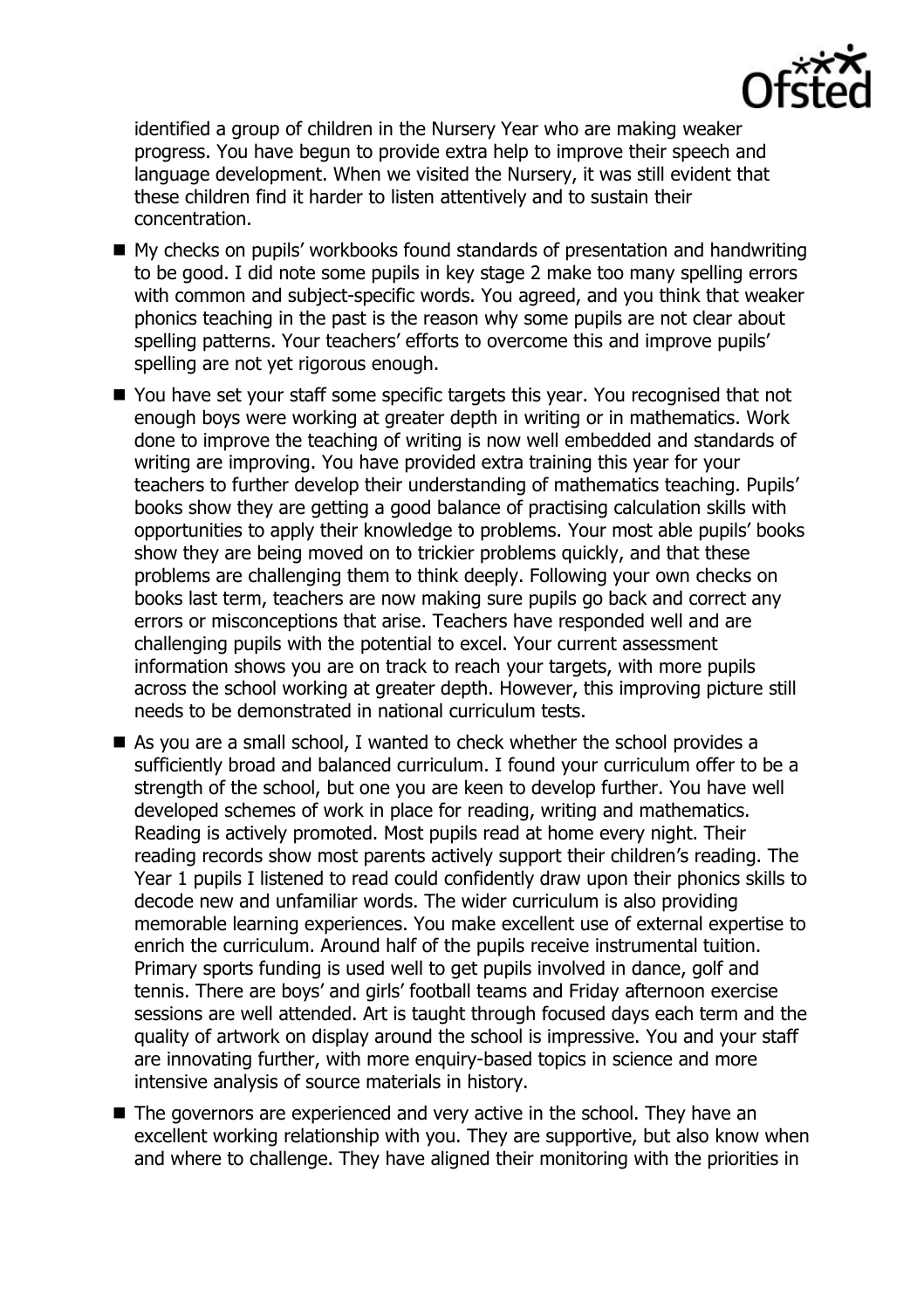identified a group of children in the Nursery Year who are making weaker progress. You have begun to provide extra help to improve their speech and language development. When we visited the Nursery, it was still evident that these children find it harder to listen attentively and to sustain their concentration.

- My checks on pupils' workbooks found standards of presentation and handwriting to be good. I did note some pupils in key stage 2 make too many spelling errors with common and subject-specific words. You agreed, and you think that weaker phonics teaching in the past is the reason why some pupils are not clear about spelling patterns. Your teachers' efforts to overcome this and improve pupils' spelling are not yet rigorous enough.
- You have set your staff some specific targets this year. You recognised that not enough boys were working at greater depth in writing or in mathematics. Work done to improve the teaching of writing is now well embedded and standards of writing are improving. You have provided extra training this year for your teachers to further develop their understanding of mathematics teaching. Pupils' books show they are getting a good balance of practising calculation skills with opportunities to apply their knowledge to problems. Your most able pupils' books show they are being moved on to trickier problems quickly, and that these problems are challenging them to think deeply. Following your own checks on books last term, teachers are now making sure pupils go back and correct any errors or misconceptions that arise. Teachers have responded well and are challenging pupils with the potential to excel. Your current assessment information shows you are on track to reach your targets, with more pupils across the school working at greater depth. However, this improving picture still needs to be demonstrated in national curriculum tests.
- As you are a small school, I wanted to check whether the school provides a sufficiently broad and balanced curriculum. I found your curriculum offer to be a strength of the school, but one you are keen to develop further. You have well developed schemes of work in place for reading, writing and mathematics. Reading is actively promoted. Most pupils read at home every night. Their reading records show most parents actively support their children's reading. The Year 1 pupils I listened to read could confidently draw upon their phonics skills to decode new and unfamiliar words. The wider curriculum is also providing memorable learning experiences. You make excellent use of external expertise to enrich the curriculum. Around half of the pupils receive instrumental tuition. Primary sports funding is used well to get pupils involved in dance, golf and tennis. There are boys' and girls' football teams and Friday afternoon exercise sessions are well attended. Art is taught through focused days each term and the quality of artwork on display around the school is impressive. You and your staff are innovating further, with more enquiry-based topics in science and more intensive analysis of source materials in history.
- The governors are experienced and very active in the school. They have an excellent working relationship with you. They are supportive, but also know when and where to challenge. They have aligned their monitoring with the priorities in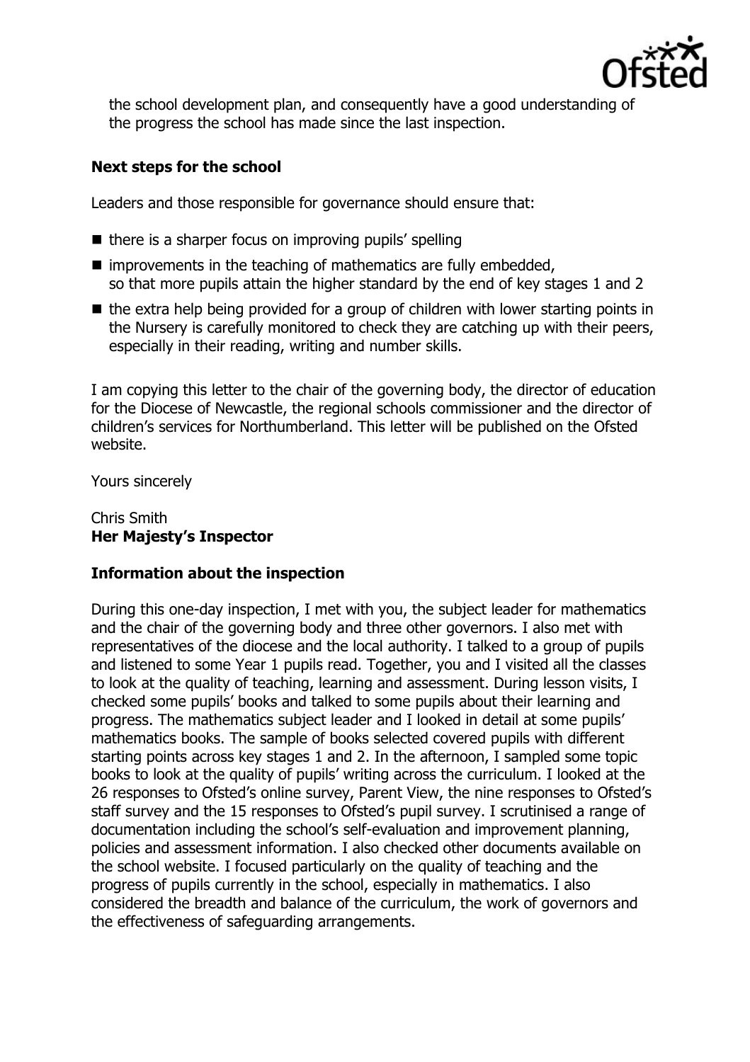the school development plan, and consequently have a good understanding of the progress the school has made since the last inspection.

**Next steps for the school**

Leaders and those responsible for governance should ensure that:

- there is a sharper focus on improving pupils' spelling
- improvements in the teaching of mathematics are fully embedded, so that more pupils attain the higher standard by the end of key stages 1 and 2
- the extra help being provided for a group of children with lower starting points in the Nursery is carefully monitored to check they are catching up with their peers, especially in their reading, writing and number skills.

I am copying this letter to the chair of the governing body, the director of education for the Diocese of Newcastle, the regional schools commissioner and the director of children's services for Northumberland. This letter will be published on the Ofsted website.

Yours sincerely

Chris Smith
**Her Majesty's Inspector**

**Information about the inspection**

During this one-day inspection, I met with you, the subject leader for mathematics and the chair of the governing body and three other governors. I also met with representatives of the diocese and the local authority. I talked to a group of pupils and listened to some Year 1 pupils read. Together, you and I visited all the classes to look at the quality of teaching, learning and assessment. During lesson visits, I checked some pupils' books and talked to some pupils about their learning and progress. The mathematics subject leader and I looked in detail at some pupils' mathematics books. The sample of books selected covered pupils with different starting points across key stages 1 and 2. In the afternoon, I sampled some topic books to look at the quality of pupils' writing across the curriculum. I looked at the 26 responses to Ofsted's online survey, Parent View, the nine responses to Ofsted's staff survey and the 15 responses to Ofsted's pupil survey. I scrutinised a range of documentation including the school's self-evaluation and improvement planning, policies and assessment information. I also checked other documents available on the school website. I focused particularly on the quality of teaching and the progress of pupils currently in the school, especially in mathematics. I also considered the breadth and balance of the curriculum, the work of governors and the effectiveness of safeguarding arrangements.